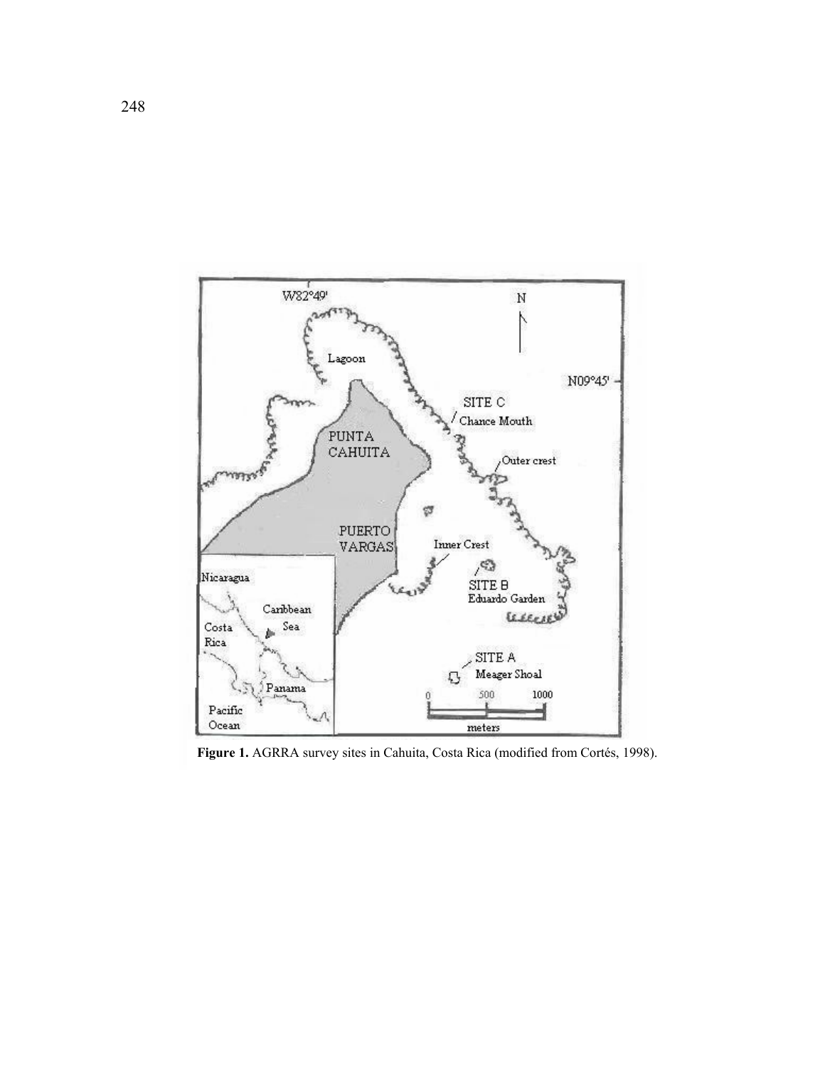**Figure 1.** AGRRA survey sites in Cahuita, Costa Rica (modified from Cortés, 1998).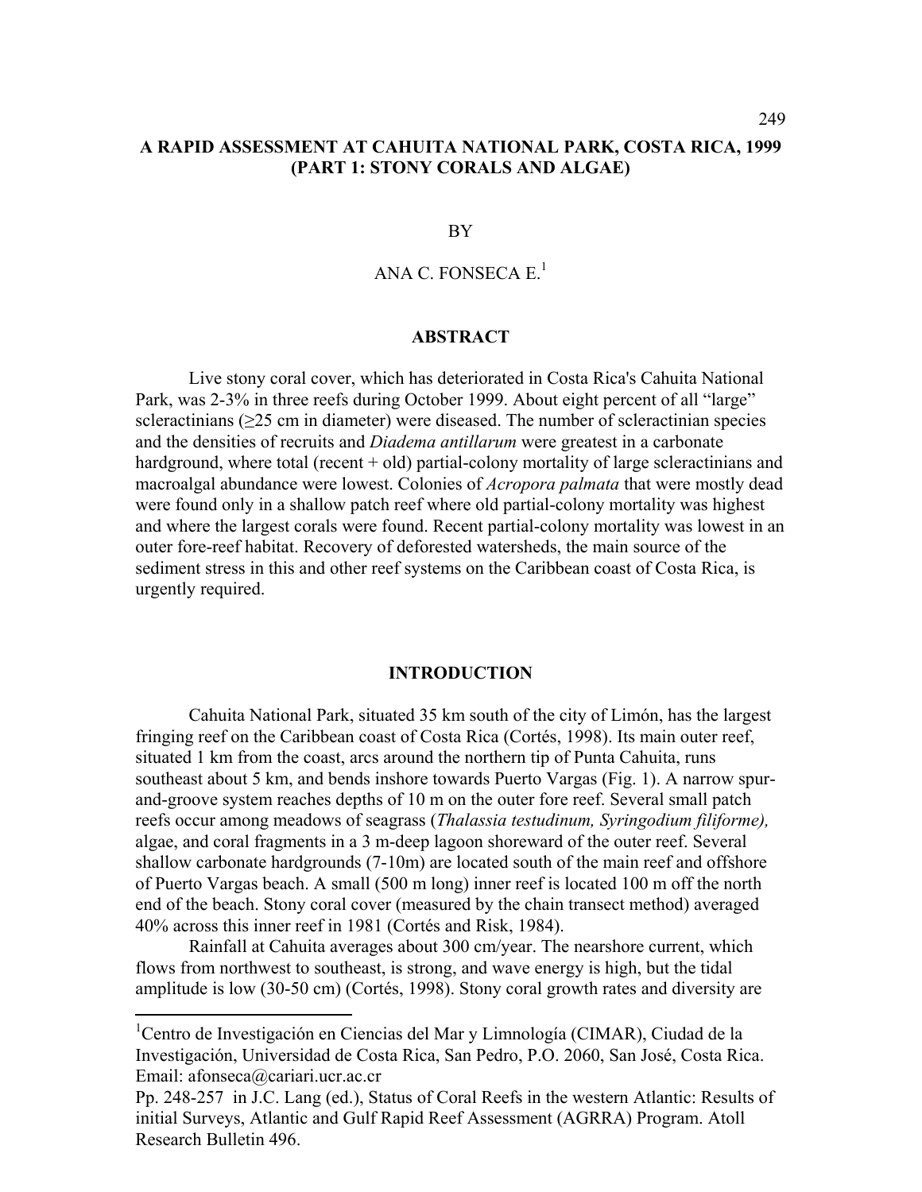# A RAPID ASSESSMENT AT CAHUITA NATIONAL PARK, COSTA RICA, 1999 (PART 1: STONY CORALS AND ALGAE)

BY

ANA C. FONSECA E.[1]

## ABSTRACT

Live stony coral cover, which has deteriorated in Costa Rica's Cahuita National Park, was 2-3% in three reefs during October 1999. About eight percent of all "large" scleractinians (≥25 cm in diameter) were diseased. The number of scleractinian species and the densities of recruits and *Diadema antillarum* were greatest in a carbonate hardground, where total (recent + old) partial-colony mortality of large scleractinians and macroalgal abundance were lowest. Colonies of *Acropora palmata* that were mostly dead were found only in a shallow patch reef where old partial-colony mortality was highest and where the largest corals were found. Recent partial-colony mortality was lowest in an outer fore-reef habitat. Recovery of deforested watersheds, the main source of the sediment stress in this and other reef systems on the Caribbean coast of Costa Rica, is urgently required.

## INTRODUCTION

Cahuita National Park, situated 35 km south of the city of Limón, has the largest fringing reef on the Caribbean coast of Costa Rica (Cortés, 1998). Its main outer reef, situated 1 km from the coast, arcs around the northern tip of Punta Cahuita, runs southeast about 5 km, and bends inshore towards Puerto Vargas (Fig. 1). A narrow spur-and-groove system reaches depths of 10 m on the outer fore reef. Several small patch reefs occur among meadows of seagrass (*Thalassia testudinum, Syringodium filiforme),* algae, and coral fragments in a 3 m-deep lagoon shoreward of the outer reef. Several shallow carbonate hardgrounds (7-10m) are located south of the main reef and offshore of Puerto Vargas beach. A small (500 m long) inner reef is located 100 m off the north end of the beach. Stony coral cover (measured by the chain transect method) averaged 40% across this inner reef in 1981 (Cortés and Risk, 1984).

Rainfall at Cahuita averages about 300 cm/year. The nearshore current, which flows from northwest to southeast, is strong, and wave energy is high, but the tidal amplitude is low (30-50 cm) (Cortés, 1998). Stony coral growth rates and diversity are

---

[1]Centro de Investigación en Ciencias del Mar y Limnología (CIMAR), Ciudad de la Investigación, Universidad de Costa Rica, San Pedro, P.O. 2060, San José, Costa Rica. Email: afonseca@cariari.ucr.ac.cr

Pp. 248-257 in J.C. Lang (ed.), Status of Coral Reefs in the western Atlantic: Results of initial Surveys, Atlantic and Gulf Rapid Reef Assessment (AGRRA) Program. Atoll Research Bulletin 496.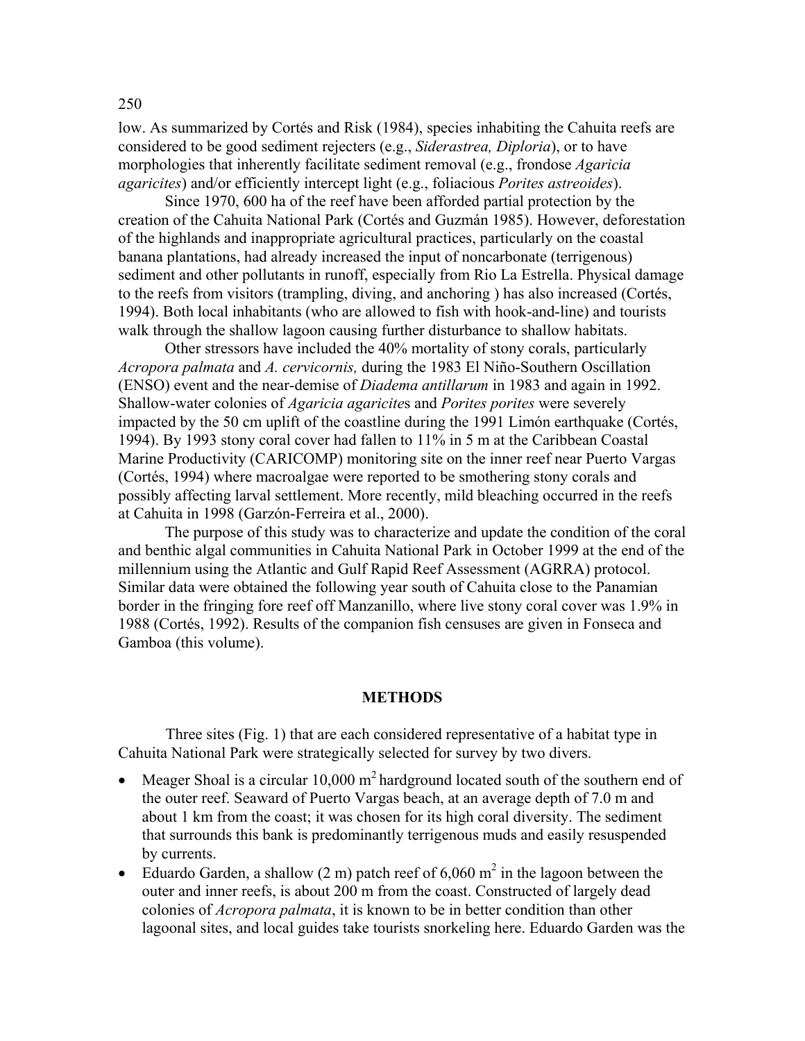low. As summarized by Cortés and Risk (1984), species inhabiting the Cahuita reefs are considered to be good sediment rejecters (e.g., *Siderastrea, Diploria*), or to have morphologies that inherently facilitate sediment removal (e.g., frondose *Agaricia agaricites*) and/or efficiently intercept light (e.g., foliacious *Porites astreoides*).

Since 1970, 600 ha of the reef have been afforded partial protection by the creation of the Cahuita National Park (Cortés and Guzmán 1985). However, deforestation of the highlands and inappropriate agricultural practices, particularly on the coastal banana plantations, had already increased the input of noncarbonate (terrigenous) sediment and other pollutants in runoff, especially from Rio La Estrella. Physical damage to the reefs from visitors (trampling, diving, and anchoring ) has also increased (Cortés, 1994). Both local inhabitants (who are allowed to fish with hook-and-line) and tourists walk through the shallow lagoon causing further disturbance to shallow habitats.

Other stressors have included the 40% mortality of stony corals, particularly *Acropora palmata* and *A. cervicornis,* during the 1983 El Niño-Southern Oscillation (ENSO) event and the near-demise of *Diadema antillarum* in 1983 and again in 1992. Shallow-water colonies of *Agaricia agaricite*s and *Porites porites* were severely impacted by the 50 cm uplift of the coastline during the 1991 Limón earthquake (Cortés, 1994). By 1993 stony coral cover had fallen to 11% in 5 m at the Caribbean Coastal Marine Productivity (CARICOMP) monitoring site on the inner reef near Puerto Vargas (Cortés, 1994) where macroalgae were reported to be smothering stony corals and possibly affecting larval settlement. More recently, mild bleaching occurred in the reefs at Cahuita in 1998 (Garzón-Ferreira et al., 2000).

The purpose of this study was to characterize and update the condition of the coral and benthic algal communities in Cahuita National Park in October 1999 at the end of the millennium using the Atlantic and Gulf Rapid Reef Assessment (AGRRA) protocol. Similar data were obtained the following year south of Cahuita close to the Panamian border in the fringing fore reef off Manzanillo, where live stony coral cover was 1.9% in 1988 (Cortés, 1992). Results of the companion fish censuses are given in Fonseca and Gamboa (this volume).

## METHODS

Three sites (Fig. 1) that are each considered representative of a habitat type in Cahuita National Park were strategically selected for survey by two divers.

- Meager Shoal is a circular 10,000 m$^2$ hardground located south of the southern end of the outer reef. Seaward of Puerto Vargas beach, at an average depth of 7.0 m and about 1 km from the coast; it was chosen for its high coral diversity. The sediment that surrounds this bank is predominantly terrigenous muds and easily resuspended by currents.
- Eduardo Garden, a shallow (2 m) patch reef of 6,060 m$^2$ in the lagoon between the outer and inner reefs, is about 200 m from the coast. Constructed of largely dead colonies of *Acropora palmata*, it is known to be in better condition than other lagoonal sites, and local guides take tourists snorkeling here. Eduardo Garden was the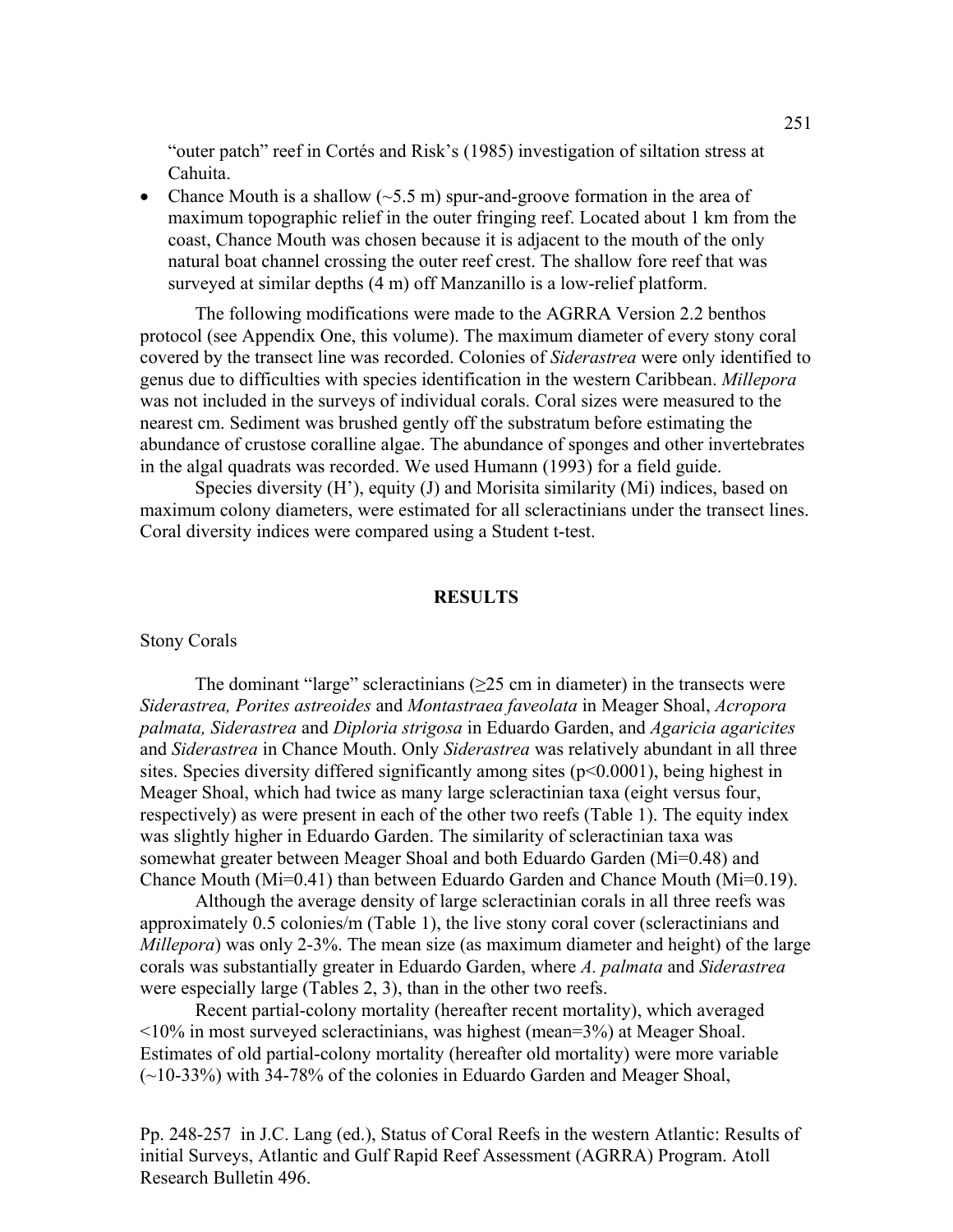"outer patch" reef in Cortés and Risk's (1985) investigation of siltation stress at Cahuita.

- Chance Mouth is a shallow (~5.5 m) spur-and-groove formation in the area of maximum topographic relief in the outer fringing reef. Located about 1 km from the coast, Chance Mouth was chosen because it is adjacent to the mouth of the only natural boat channel crossing the outer reef crest. The shallow fore reef that was surveyed at similar depths (4 m) off Manzanillo is a low-relief platform.

The following modifications were made to the AGRRA Version 2.2 benthos protocol (see Appendix One, this volume). The maximum diameter of every stony coral covered by the transect line was recorded. Colonies of *Siderastrea* were only identified to genus due to difficulties with species identification in the western Caribbean. *Millepora* was not included in the surveys of individual corals. Coral sizes were measured to the nearest cm. Sediment was brushed gently off the substratum before estimating the abundance of crustose coralline algae. The abundance of sponges and other invertebrates in the algal quadrats was recorded. We used Humann (1993) for a field guide.

Species diversity (H'), equity (J) and Morisita similarity (Mi) indices, based on maximum colony diameters, were estimated for all scleractinians under the transect lines. Coral diversity indices were compared using a Student t-test.

## RESULTS

### Stony Corals

The dominant "large" scleractinians (≥25 cm in diameter) in the transects were *Siderastrea, Porites astreoides* and *Montastraea faveolata* in Meager Shoal, *Acropora palmata, Siderastrea* and *Diploria strigosa* in Eduardo Garden, and *Agaricia agaricites* and *Siderastrea* in Chance Mouth. Only *Siderastrea* was relatively abundant in all three sites. Species diversity differed significantly among sites ($p<0.0001$), being highest in Meager Shoal, which had twice as many large scleractinian taxa (eight versus four, respectively) as were present in each of the other two reefs (Table 1). The equity index was slightly higher in Eduardo Garden. The similarity of scleractinian taxa was somewhat greater between Meager Shoal and both Eduardo Garden (Mi=0.48) and Chance Mouth (Mi=0.41) than between Eduardo Garden and Chance Mouth (Mi=0.19).

Although the average density of large scleractinian corals in all three reefs was approximately 0.5 colonies/m (Table 1), the live stony coral cover (scleractinians and *Millepora*) was only 2-3%. The mean size (as maximum diameter and height) of the large corals was substantially greater in Eduardo Garden, where *A. palmata* and *Siderastrea* were especially large (Tables 2, 3), than in the other two reefs.

Recent partial-colony mortality (hereafter recent mortality), which averaged <10% in most surveyed scleractinians, was highest (mean=3%) at Meager Shoal. Estimates of old partial-colony mortality (hereafter old mortality) were more variable (~10-33%) with 34-78% of the colonies in Eduardo Garden and Meager Shoal,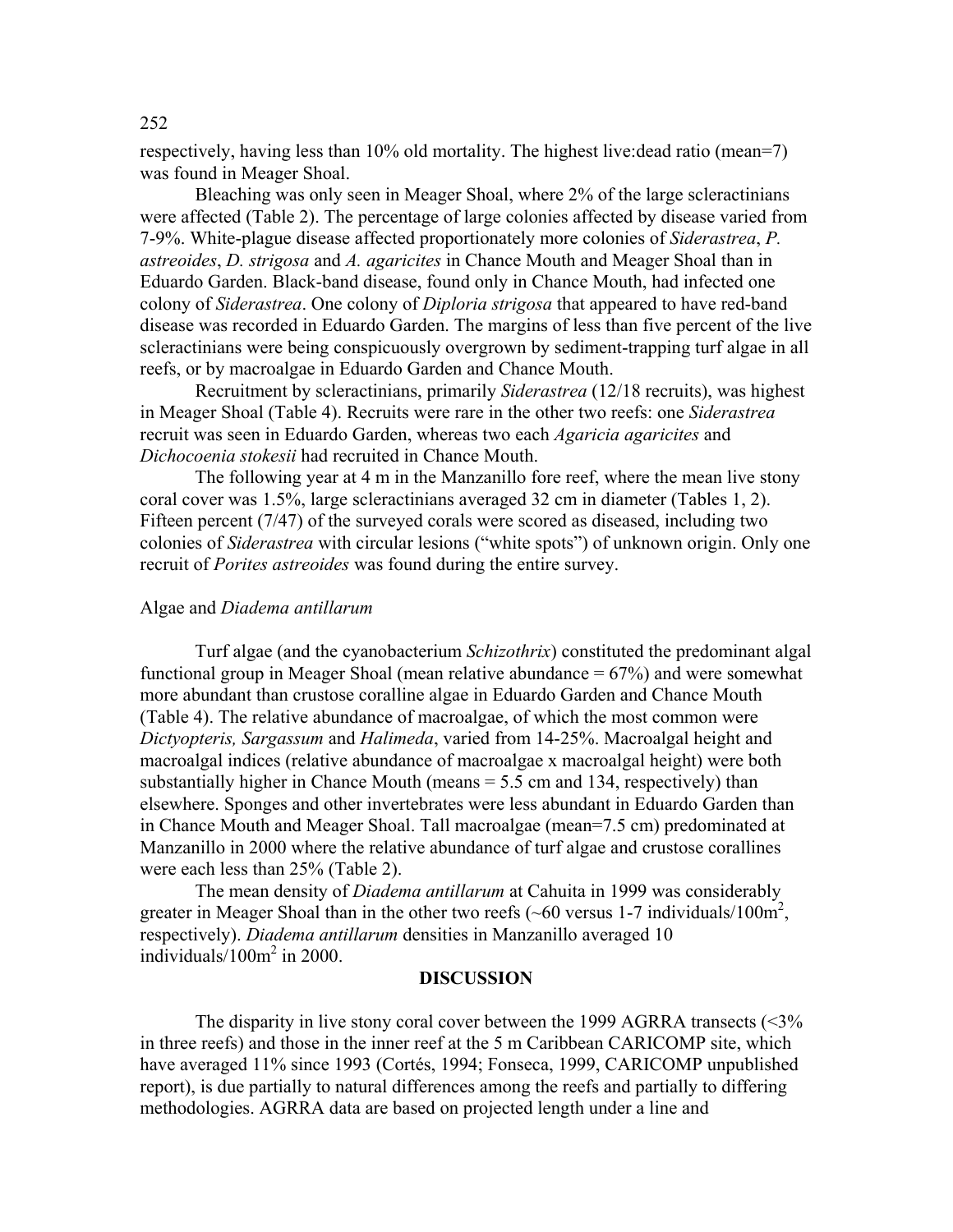respectively, having less than 10% old mortality. The highest live:dead ratio (mean=7) was found in Meager Shoal.

Bleaching was only seen in Meager Shoal, where 2% of the large scleractinians were affected (Table 2). The percentage of large colonies affected by disease varied from 7-9%. White-plague disease affected proportionately more colonies of *Siderastrea*, *P. astreoides*, *D. strigosa* and *A. agaricites* in Chance Mouth and Meager Shoal than in Eduardo Garden. Black-band disease, found only in Chance Mouth, had infected one colony of *Siderastrea*. One colony of *Diploria strigosa* that appeared to have red-band disease was recorded in Eduardo Garden. The margins of less than five percent of the live scleractinians were being conspicuously overgrown by sediment-trapping turf algae in all reefs, or by macroalgae in Eduardo Garden and Chance Mouth.

Recruitment by scleractinians, primarily *Siderastrea* (12/18 recruits), was highest in Meager Shoal (Table 4). Recruits were rare in the other two reefs: one *Siderastrea* recruit was seen in Eduardo Garden, whereas two each *Agaricia agaricites* and *Dichocoenia stokesii* had recruited in Chance Mouth.

The following year at 4 m in the Manzanillo fore reef, where the mean live stony coral cover was 1.5%, large scleractinians averaged 32 cm in diameter (Tables 1, 2). Fifteen percent (7/47) of the surveyed corals were scored as diseased, including two colonies of *Siderastrea* with circular lesions ("white spots") of unknown origin. Only one recruit of *Porites astreoides* was found during the entire survey.

### Algae and *Diadema antillarum*

Turf algae (and the cyanobacterium *Schizothrix*) constituted the predominant algal functional group in Meager Shoal (mean relative abundance = 67%) and were somewhat more abundant than crustose coralline algae in Eduardo Garden and Chance Mouth (Table 4). The relative abundance of macroalgae, of which the most common were *Dictyopteris, Sargassum* and *Halimeda*, varied from 14-25%. Macroalgal height and macroalgal indices (relative abundance of macroalgae x macroalgal height) were both substantially higher in Chance Mouth (means = 5.5 cm and 134, respectively) than elsewhere. Sponges and other invertebrates were less abundant in Eduardo Garden than in Chance Mouth and Meager Shoal. Tall macroalgae (mean=7.5 cm) predominated at Manzanillo in 2000 where the relative abundance of turf algae and crustose corallines were each less than 25% (Table 2).

The mean density of *Diadema antillarum* at Cahuita in 1999 was considerably greater in Meager Shoal than in the other two reefs (~60 versus 1-7 individuals/100m$^2$, respectively). *Diadema antillarum* densities in Manzanillo averaged 10 individuals/100m$^2$ in 2000.

## DISCUSSION

The disparity in live stony coral cover between the 1999 AGRRA transects (<3% in three reefs) and those in the inner reef at the 5 m Caribbean CARICOMP site, which have averaged 11% since 1993 (Cortés, 1994; Fonseca, 1999, CARICOMP unpublished report), is due partially to natural differences among the reefs and partially to differing methodologies. AGRRA data are based on projected length under a line and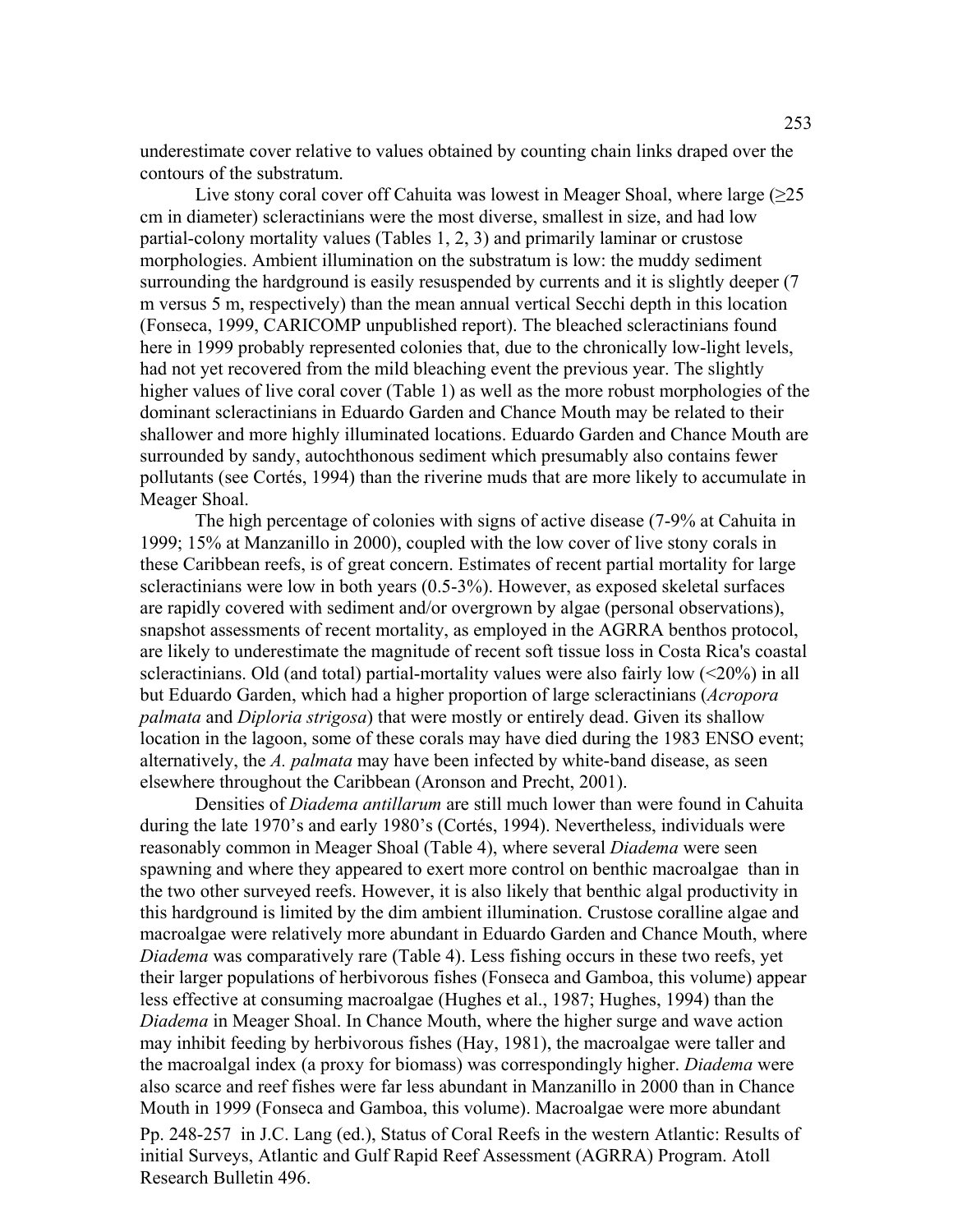underestimate cover relative to values obtained by counting chain links draped over the contours of the substratum.

Live stony coral cover off Cahuita was lowest in Meager Shoal, where large (≥25 cm in diameter) scleractinians were the most diverse, smallest in size, and had low partial-colony mortality values (Tables 1, 2, 3) and primarily laminar or crustose morphologies. Ambient illumination on the substratum is low: the muddy sediment surrounding the hardground is easily resuspended by currents and it is slightly deeper (7 m versus 5 m, respectively) than the mean annual vertical Secchi depth in this location (Fonseca, 1999, CARICOMP unpublished report). The bleached scleractinians found here in 1999 probably represented colonies that, due to the chronically low-light levels, had not yet recovered from the mild bleaching event the previous year. The slightly higher values of live coral cover (Table 1) as well as the more robust morphologies of the dominant scleractinians in Eduardo Garden and Chance Mouth may be related to their shallower and more highly illuminated locations. Eduardo Garden and Chance Mouth are surrounded by sandy, autochthonous sediment which presumably also contains fewer pollutants (see Cortés, 1994) than the riverine muds that are more likely to accumulate in Meager Shoal.

The high percentage of colonies with signs of active disease (7-9% at Cahuita in 1999; 15% at Manzanillo in 2000), coupled with the low cover of live stony corals in these Caribbean reefs, is of great concern. Estimates of recent partial mortality for large scleractinians were low in both years (0.5-3%). However, as exposed skeletal surfaces are rapidly covered with sediment and/or overgrown by algae (personal observations), snapshot assessments of recent mortality, as employed in the AGRRA benthos protocol, are likely to underestimate the magnitude of recent soft tissue loss in Costa Rica's coastal scleractinians. Old (and total) partial-mortality values were also fairly low (<20%) in all but Eduardo Garden, which had a higher proportion of large scleractinians (*Acropora palmata* and *Diploria strigosa*) that were mostly or entirely dead. Given its shallow location in the lagoon, some of these corals may have died during the 1983 ENSO event; alternatively, the *A. palmata* may have been infected by white-band disease, as seen elsewhere throughout the Caribbean (Aronson and Precht, 2001).

Densities of *Diadema antillarum* are still much lower than were found in Cahuita during the late 1970's and early 1980's (Cortés, 1994). Nevertheless, individuals were reasonably common in Meager Shoal (Table 4), where several *Diadema* were seen spawning and where they appeared to exert more control on benthic macroalgae than in the two other surveyed reefs. However, it is also likely that benthic algal productivity in this hardground is limited by the dim ambient illumination. Crustose coralline algae and macroalgae were relatively more abundant in Eduardo Garden and Chance Mouth, where *Diadema* was comparatively rare (Table 4). Less fishing occurs in these two reefs, yet their larger populations of herbivorous fishes (Fonseca and Gamboa, this volume) appear less effective at consuming macroalgae (Hughes et al., 1987; Hughes, 1994) than the *Diadema* in Meager Shoal. In Chance Mouth, where the higher surge and wave action may inhibit feeding by herbivorous fishes (Hay, 1981), the macroalgae were taller and the macroalgal index (a proxy for biomass) was correspondingly higher. *Diadema* were also scarce and reef fishes were far less abundant in Manzanillo in 2000 than in Chance Mouth in 1999 (Fonseca and Gamboa, this volume). Macroalgae were more abundant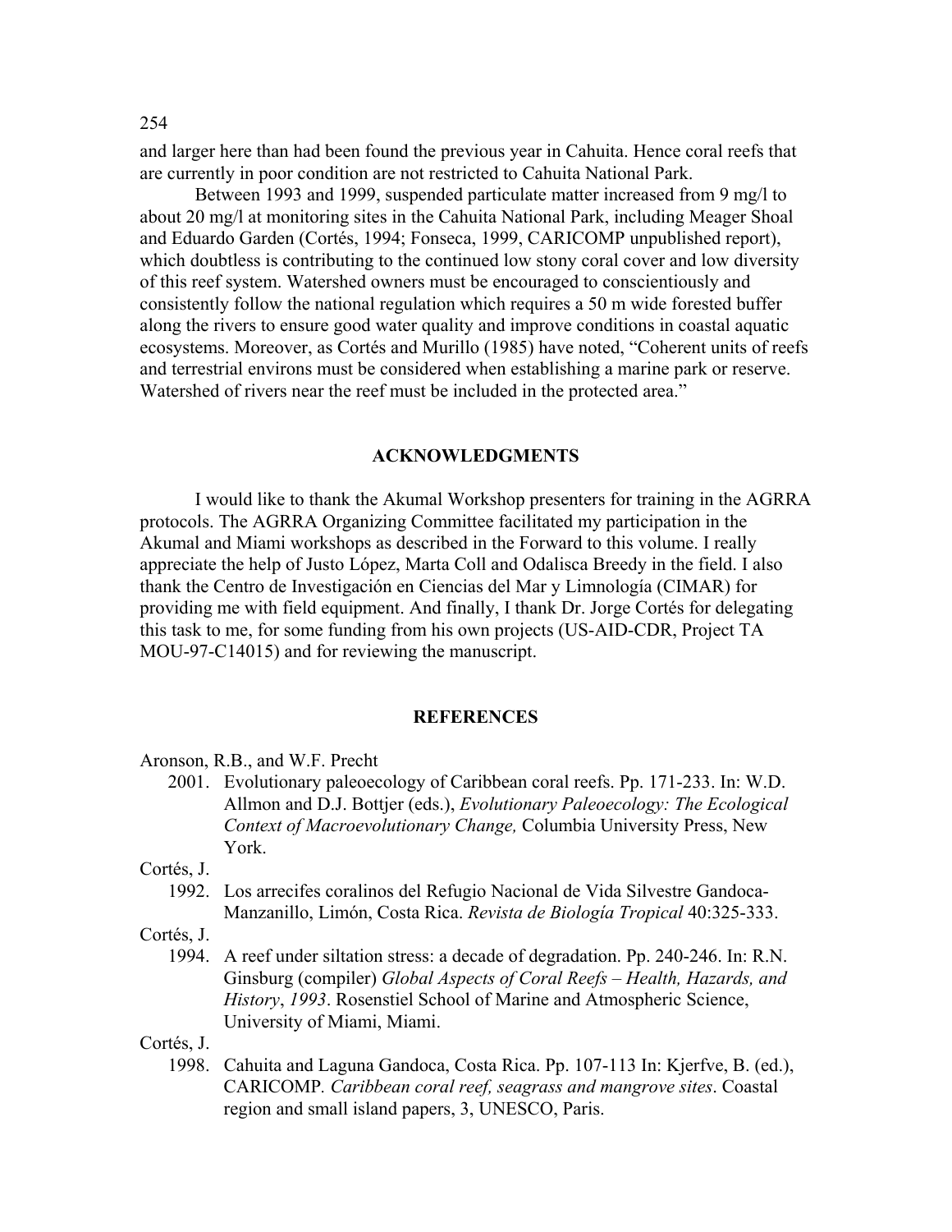and larger here than had been found the previous year in Cahuita. Hence coral reefs that are currently in poor condition are not restricted to Cahuita National Park.

Between 1993 and 1999, suspended particulate matter increased from 9 mg/l to about 20 mg/l at monitoring sites in the Cahuita National Park, including Meager Shoal and Eduardo Garden (Cortés, 1994; Fonseca, 1999, CARICOMP unpublished report), which doubtless is contributing to the continued low stony coral cover and low diversity of this reef system. Watershed owners must be encouraged to conscientiously and consistently follow the national regulation which requires a 50 m wide forested buffer along the rivers to ensure good water quality and improve conditions in coastal aquatic ecosystems. Moreover, as Cortés and Murillo (1985) have noted, "Coherent units of reefs and terrestrial environs must be considered when establishing a marine park or reserve. Watershed of rivers near the reef must be included in the protected area."

## ACKNOWLEDGMENTS

I would like to thank the Akumal Workshop presenters for training in the AGRRA protocols. The AGRRA Organizing Committee facilitated my participation in the Akumal and Miami workshops as described in the Forward to this volume. I really appreciate the help of Justo López, Marta Coll and Odalisca Breedy in the field. I also thank the Centro de Investigación en Ciencias del Mar y Limnología (CIMAR) for providing me with field equipment. And finally, I thank Dr. Jorge Cortés for delegating this task to me, for some funding from his own projects (US-AID-CDR, Project TA MOU-97-C14015) and for reviewing the manuscript.

## REFERENCES

Aronson, R.B., and W.F. Precht

2001. Evolutionary paleoecology of Caribbean coral reefs. Pp. 171-233. In: W.D. Allmon and D.J. Bottjer (eds.), *Evolutionary Paleoecology: The Ecological Context of Macroevolutionary Change,* Columbia University Press, New York.

Cortés, J.

1992. Los arrecifes coralinos del Refugio Nacional de Vida Silvestre Gandoca-Manzanillo, Limón, Costa Rica. *Revista de Biología Tropical* 40:325-333.

Cortés, J.

1994. A reef under siltation stress: a decade of degradation. Pp. 240-246. In: R.N. Ginsburg (compiler) *Global Aspects of Coral Reefs – Health, Hazards, and History*, *1993*. Rosenstiel School of Marine and Atmospheric Science, University of Miami, Miami.

Cortés, J.

1998. Cahuita and Laguna Gandoca, Costa Rica. Pp. 107-113 In: Kjerfve, B. (ed.), CARICOMP. *Caribbean coral reef, seagrass and mangrove sites*. Coastal region and small island papers, 3, UNESCO, Paris.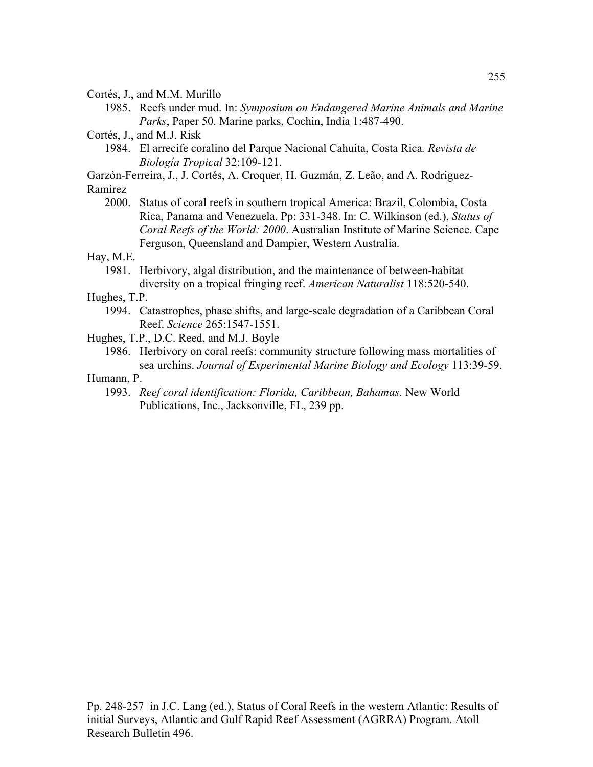Cortés, J., and M.M. Murillo

1985. Reefs under mud. In: *Symposium on Endangered Marine Animals and Marine Parks*, Paper 50. Marine parks, Cochin, India 1:487-490.

Cortés, J., and M.J. Risk

1984. El arrecife coralino del Parque Nacional Cahuita, Costa Rica*. Revista de Biología Tropical* 32:109-121.

Garzón-Ferreira, J., J. Cortés, A. Croquer, H. Guzmán, Z. Leão, and A. Rodriguez-Ramírez

2000. Status of coral reefs in southern tropical America: Brazil, Colombia, Costa Rica, Panama and Venezuela. Pp: 331-348. In: C. Wilkinson (ed.), *Status of Coral Reefs of the World: 2000*. Australian Institute of Marine Science. Cape Ferguson, Queensland and Dampier, Western Australia.

Hay, M.E.

1981. Herbivory, algal distribution, and the maintenance of between-habitat diversity on a tropical fringing reef. *American Naturalist* 118:520-540.

Hughes, T.P.

1994. Catastrophes, phase shifts, and large-scale degradation of a Caribbean Coral Reef. *Science* 265:1547-1551.

Hughes, T.P., D.C. Reed, and M.J. Boyle

1986. Herbivory on coral reefs: community structure following mass mortalities of sea urchins. *Journal of Experimental Marine Biology and Ecology* 113:39-59.

Humann, P.

1993. *Reef coral identification: Florida, Caribbean, Bahamas.* New World Publications, Inc., Jacksonville, FL, 239 pp.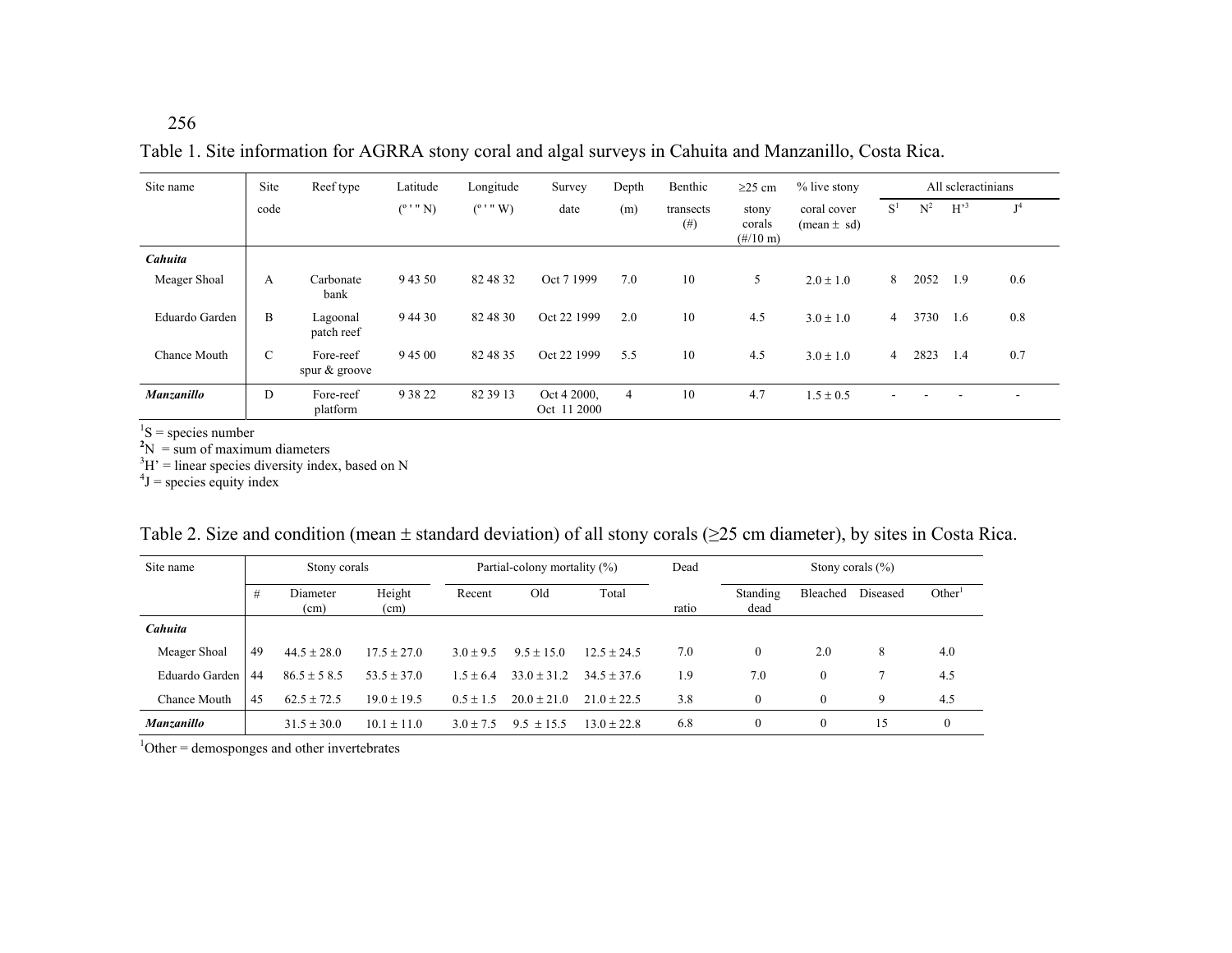Table 1. Site information for AGRRA stony coral and algal surveys in Cahuita and Manzanillo, Costa Rica.

| Site name | Site code | Reef type | Latitude (º ' " N) | Longitude (º ' " W) | Survey date | Depth (m) | Benthic transects (#) | ≥25 cm stony corals (#/10 m) | % live stony coral cover (mean ± sd) | All scleractinians | | | |
|---|---|---|---|---|---|---|---|---|---|---|---|---|---|
| | | | | | | | | | | S[1] | N[2] | H'[3] | J[4] |
| ***Cahuita*** | | | | | | | | | | | | | |
| Meager Shoal | A | Carbonate bank | 9 43 50 | 82 48 32 | Oct 7 1999 | 7.0 | 10 | 5 | 2.0 ± 1.0 | 8 | 2052 | 1.9 | 0.6 |
| Eduardo Garden | B | Lagoonal patch reef | 9 44 30 | 82 48 30 | Oct 22 1999 | 2.0 | 10 | 4.5 | 3.0 ± 1.0 | 4 | 3730 | 1.6 | 0.8 |
| Chance Mouth | C | Fore-reef spur & groove | 9 45 00 | 82 48 35 | Oct 22 1999 | 5.5 | 10 | 4.5 | 3.0 ± 1.0 | 4 | 2823 | 1.4 | 0.7 |
| ***Manzanillo*** | D | Fore-reef platform | 9 38 22 | 82 39 13 | Oct 4 2000, Oct 11 2000 | 4 | 10 | 4.7 | 1.5 ± 0.5 | - | - | - | - |

[1]S = species number
[2]N = sum of maximum diameters
[3]H' = linear species diversity index, based on N
[4]J = species equity index

Table 2. Size and condition (mean ± standard deviation) of all stony corals (≥25 cm diameter), by sites in Costa Rica.

| Site name | Stony corals | | | Partial-colony mortality (%) | | | Dead | Stony corals (%) | | | |
|---|---|---|---|---|---|---|---|---|---|---|---|
| | # | Diameter (cm) | Height (cm) | Recent | Old | Total | ratio | Standing dead | Bleached | Diseased | Other[1] |
| ***Cahuita*** | | | | | | | | | | | |
| Meager Shoal | 49 | 44.5 ± 28.0 | 17.5 ± 27.0 | 3.0 ± 9.5 | 9.5 ± 15.0 | 12.5 ± 24.5 | 7.0 | 0 | 2.0 | 8 | 4.0 |
| Eduardo Garden | 44 | 86.5 ± 5 8.5 | 53.5 ± 37.0 | 1.5 ± 6.4 | 33.0 ± 31.2 | 34.5 ± 37.6 | 1.9 | 7.0 | 0 | 7 | 4.5 |
| Chance Mouth | 45 | 62.5 ± 72.5 | 19.0 ± 19.5 | 0.5 ± 1.5 | 20.0 ± 21.0 | 21.0 ± 22.5 | 3.8 | 0 | 0 | 9 | 4.5 |
| ***Manzanillo*** | | 31.5 ± 30.0 | 10.1 ± 11.0 | 3.0 ± 7.5 | 9.5 ± 15.5 | 13.0 ± 22.8 | 6.8 | 0 | 0 | 15 | 0 |

[1]Other = demosponges and other invertebrates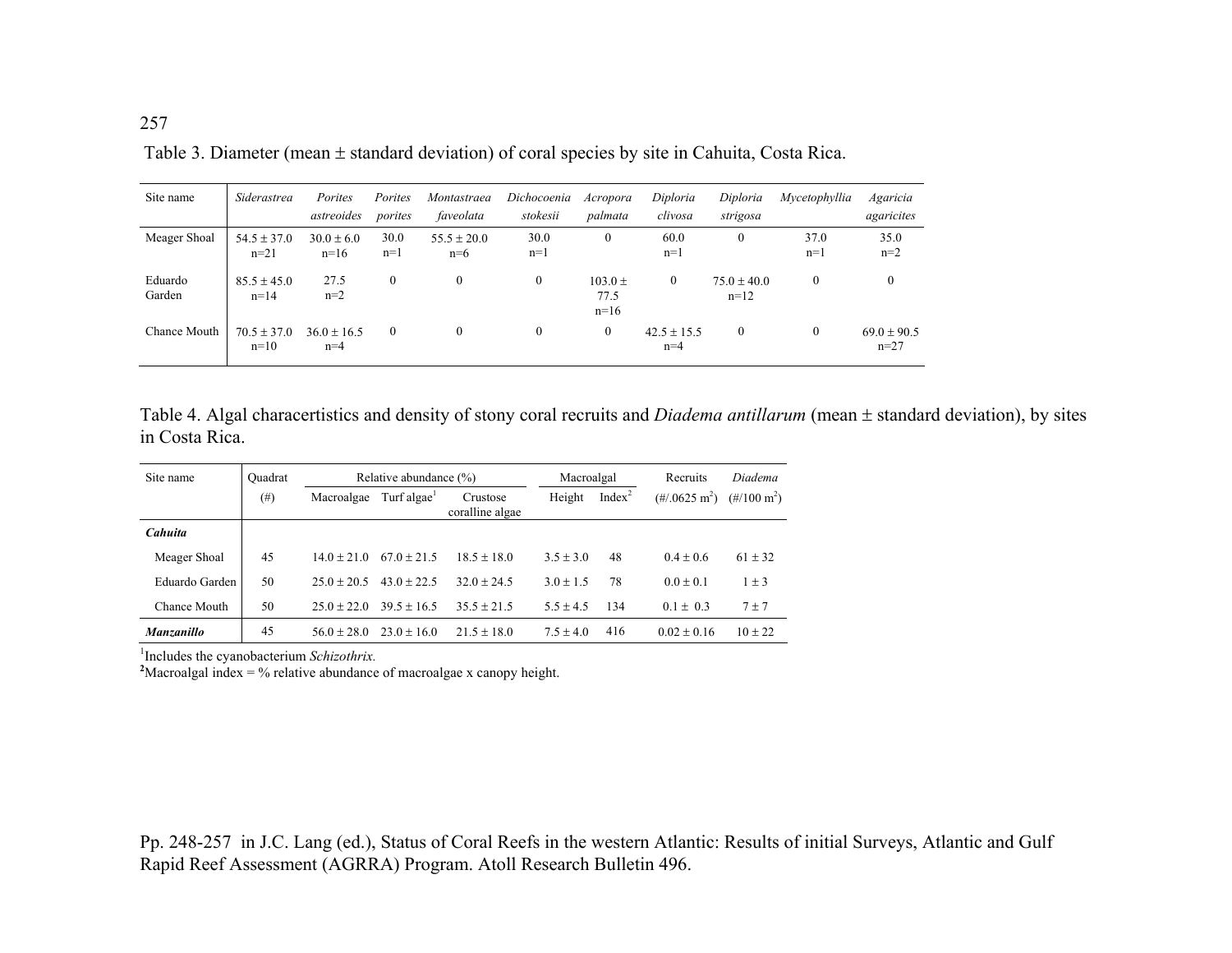Table 3. Diameter (mean ± standard deviation) of coral species by site in Cahuita, Costa Rica.

| Site name | *Siderastrea* | *Porites astreoides* | *Porites porites* | *Montastraea faveolata* | *Dichocoenia stokesii* | *Acropora palmata* | *Diploria clivosa* | *Diploria strigosa* | *Mycetophyllia* | *Agaricia agaricites* |
|---|---|---|---|---|---|---|---|---|---|---|
| Meager Shoal | 54.5 ± 37.0 n=21 | 30.0 ± 6.0 n=16 | 30.0 n=1 | 55.5 ± 20.0 n=6 | 30.0 n=1 | 0 | 60.0 n=1 | 0 | 37.0 n=1 | 35.0 n=2 |
| Eduardo Garden | 85.5 ± 45.0 n=14 | 27.5 n=2 | 0 | 0 | 0 | 103.0 ± 77.5 n=16 | 0 | 75.0 ± 40.0 n=12 | 0 | 0 |
| Chance Mouth | 70.5 ± 37.0 n=10 | 36.0 ± 16.5 n=4 | 0 | 0 | 0 | 0 | 42.5 ± 15.5 n=4 | 0 | 0 | 69.0 ± 90.5 n=27 |

Table 4. Algal characertistics and density of stony coral recruits and *Diadema antillarum* (mean ± standard deviation), by sites in Costa Rica.

| Site name | Quadrat | Relative abundance (%) | | | Macroalgal | | Recruits | *Diadema* |
|---|---|---|---|---|---|---|---|---|
| | (#) | Macroalgae | Turf algae[1] | Crustose coralline algae | Height | Index[2] | (#/.0625 $m^2$) | (#/100 $m^2$) |
| ***Cahuita*** | | | | | | | | |
| Meager Shoal | 45 | 14.0 ± 21.0 | 67.0 ± 21.5 | 18.5 ± 18.0 | 3.5 ± 3.0 | 48 | 0.4 ± 0.6 | 61 ± 32 |
| Eduardo Garden | 50 | 25.0 ± 20.5 | 43.0 ± 22.5 | 32.0 ± 24.5 | 3.0 ± 1.5 | 78 | 0.0 ± 0.1 | 1 ± 3 |
| Chance Mouth | 50 | 25.0 ± 22.0 | 39.5 ± 16.5 | 35.5 ± 21.5 | 5.5 ± 4.5 | 134 | 0.1 ± 0.3 | 7 ± 7 |
| ***Manzanillo*** | 45 | 56.0 ± 28.0 | 23.0 ± 16.0 | 21.5 ± 18.0 | 7.5 ± 4.0 | 416 | 0.02 ± 0.16 | 10 ± 22 |

[1]Includes the cyanobacterium *Schizothrix.*
[2]Macroalgal index = % relative abundance of macroalgae x canopy height.

Pp. 248-257 in J.C. Lang (ed.), Status of Coral Reefs in the western Atlantic: Results of initial Surveys, Atlantic and Gulf Rapid Reef Assessment (AGRRA) Program. Atoll Research Bulletin 496.